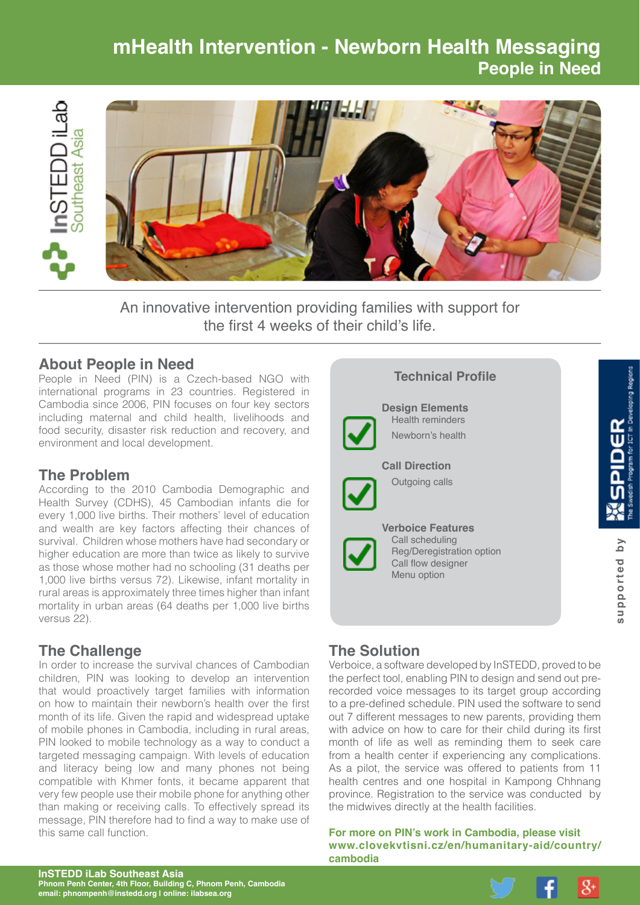# mHealth Intervention - Newborn Health Messaging

## People in Need

InSTEDD iLab Southeast Asia

An innovative intervention providing families with support for the first 4 weeks of their child's life.

## About People in Need

People in Need (PIN) is a Czech-based NGO with international programs in 23 countries. Registered in Cambodia since 2006, PIN focuses on four key sectors including maternal and child health, livelihoods and food security, disaster risk reduction and recovery, and environment and local development.

## The Problem

According to the 2010 Cambodia Demographic and Health Survey (CDHS), 45 Cambodian infants die for every 1,000 live births. Their mothers' level of education and wealth are key factors affecting their chances of survival. Children whose mothers have had secondary or higher education are more than twice as likely to survive as those whose mother had no schooling (31 deaths per 1,000 live births versus 72). Likewise, infant mortality in rural areas is approximately three times higher than infant mortality in urban areas (64 deaths per 1,000 live births versus 22).

## The Challenge

In order to increase the survival chances of Cambodian children, PIN was looking to develop an intervention that would proactively target families with information on how to maintain their newborn's health over the first month of its life. Given the rapid and widespread uptake of mobile phones in Cambodia, including in rural areas, PIN looked to mobile technology as a way to conduct a targeted messaging campaign. With levels of education and literacy being low and many phones not being compatible with Khmer fonts, it became apparent that very few people use their mobile phone for anything other than making or receiving calls. To effectively spread its message, PIN therefore had to find a way to make use of this same call function.

## Technical Profile

**Design Elements**
- Health reminders
- Newborn's health

**Call Direction**
- Outgoing calls

**Verboice Features**
- Call scheduling
- Reg/Deregistration option
- Call flow designer
- Menu option

## The Solution

Verboice, a software developed by InSTEDD, proved to be the perfect tool, enabling PIN to design and send out pre-recorded voice messages to its target group according to a pre-defined schedule. PIN used the software to send out 7 different messages to new parents, providing them with advice on how to care for their child during its first month of life as well as reminding them to seek care from a health center if experiencing any complications. As a pilot, the service was offered to patients from 11 health centres and one hospital in Kampong Chhnang province. Registration to the service was conducted by the midwives directly at the health facilities.

**For more on PIN's work in Cambodia, please visit www.clovekvtisni.cz/en/humanitary-aid/country/cambodia**

supported by SPIDER The Swedish Program for ICT in Developing Regions

**InSTEDD iLab Southeast Asia**
**Phnom Penh Center, 4th Floor, Building C, Phnom Penh, Cambodia**
**email: phnompenh@instedd.org I online: ilabsea.org**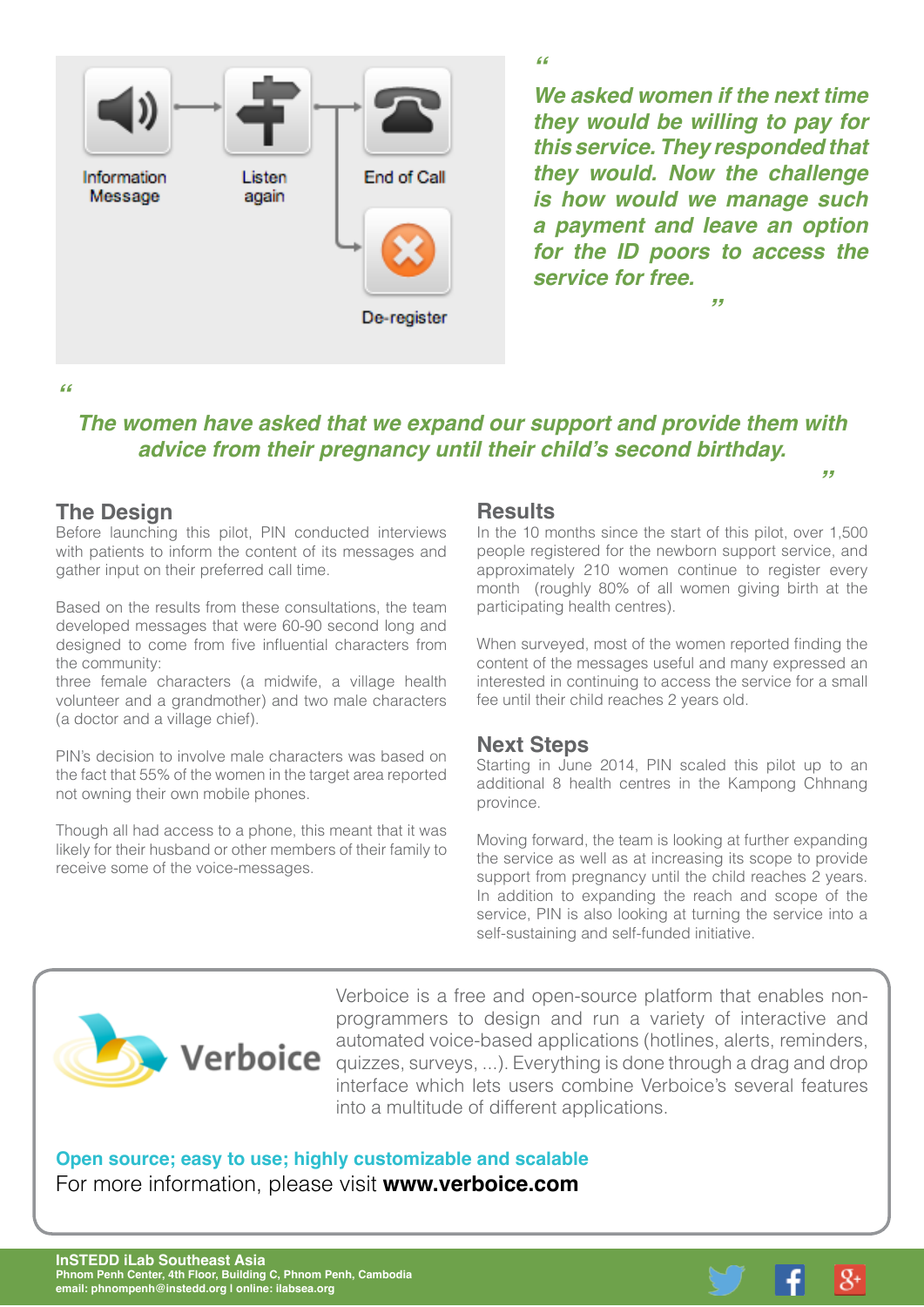Information Message

Listen again

End of Call

De-register

> *We asked women if the next time they would be willing to pay for this service. They responded that they would. Now the challenge is how would we manage such a payment and leave an option for the ID poors to access the service for free.*

> *The women have asked that we expand our support and provide them with advice from their pregnancy until their child's second birthday.*

## The Design

Before launching this pilot, PIN conducted interviews with patients to inform the content of its messages and gather input on their preferred call time.

Based on the results from these consultations, the team developed messages that were 60-90 second long and designed to come from five influential characters from the community:
three female characters (a midwife, a village health volunteer and a grandmother) and two male characters (a doctor and a village chief).

PIN's decision to involve male characters was based on the fact that 55% of the women in the target area reported not owning their own mobile phones.

Though all had access to a phone, this meant that it was likely for their husband or other members of their family to receive some of the voice-messages.

## Results

In the 10 months since the start of this pilot, over 1,500 people registered for the newborn support service, and approximately 210 women continue to register every month (roughly 80% of all women giving birth at the participating health centres).

When surveyed, most of the women reported finding the content of the messages useful and many expressed an interested in continuing to access the service for a small fee until their child reaches 2 years old.

## Next Steps

Starting in June 2014, PIN scaled this pilot up to an additional 8 health centres in the Kampong Chhnang province.

Moving forward, the team is looking at further expanding the service as well as at increasing its scope to provide support from pregnancy until the child reaches 2 years. In addition to expanding the reach and scope of the service, PIN is also looking at turning the service into a self-sustaining and self-funded initiative.

Verboice

Verboice is a free and open-source platform that enables non-programmers to design and run a variety of interactive and automated voice-based applications (hotlines, alerts, reminders, quizzes, surveys, ...). Everything is done through a drag and drop interface which lets users combine Verboice's several features into a multitude of different applications.

**Open source; easy to use; highly customizable and scalable**

For more information, please visit **www.verboice.com**

**InSTEDD iLab Southeast Asia**
**Phnom Penh Center, 4th Floor, Building C, Phnom Penh, Cambodia**
**email: phnompenh@instedd.org | online: ilabsea.org**